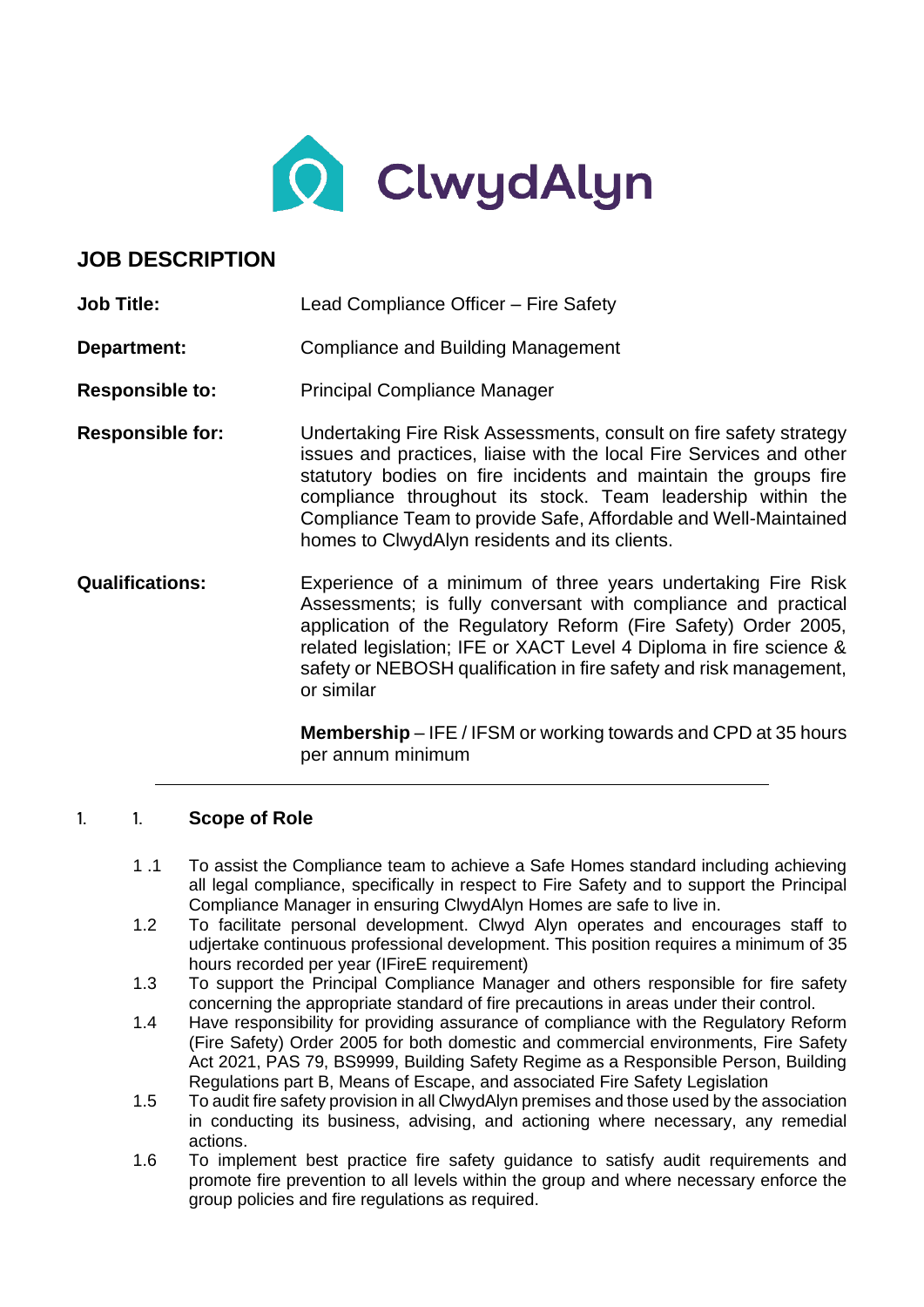ClwydAlyn

## JOB DESCRIPTION

**Job Title:** Lead Compliance Officer – Fire Safety

**Department:** Compliance and Building Management

**Responsible to:** Principal Compliance Manager

**Responsible for:** Undertaking Fire Risk Assessments, consult on fire safety strategy issues and practices, liaise with the local Fire Services and other statutory bodies on fire incidents and maintain the groups fire compliance throughout its stock. Team leadership within the Compliance Team to provide Safe, Affordable and Well-Maintained homes to ClwydAlyn residents and its clients.

**Qualifications:** Experience of a minimum of three years undertaking Fire Risk Assessments; is fully conversant with compliance and practical application of the Regulatory Reform (Fire Safety) Order 2005, related legislation; IFE or XACT Level 4 Diploma in fire science & safety or NEBOSH qualification in fire safety and risk management, or similar

**Membership** – IFE / IFSM or working towards and CPD at 35 hours per annum minimum

---

### 1. Scope of Role

1 .1 To assist the Compliance team to achieve a Safe Homes standard including achieving all legal compliance, specifically in respect to Fire Safety and to support the Principal Compliance Manager in ensuring ClwydAlyn Homes are safe to live in.

1.2 To facilitate personal development. Clwyd Alyn operates and encourages staff to udjertake continuous professional development. This position requires a minimum of 35 hours recorded per year (IFireE requirement)

1.3 To support the Principal Compliance Manager and others responsible for fire safety concerning the appropriate standard of fire precautions in areas under their control.

1.4 Have responsibility for providing assurance of compliance with the Regulatory Reform (Fire Safety) Order 2005 for both domestic and commercial environments, Fire Safety Act 2021, PAS 79, BS9999, Building Safety Regime as a Responsible Person, Building Regulations part B, Means of Escape, and associated Fire Safety Legislation

1.5 To audit fire safety provision in all ClwydAlyn premises and those used by the association in conducting its business, advising, and actioning where necessary, any remedial actions.

1.6 To implement best practice fire safety guidance to satisfy audit requirements and promote fire prevention to all levels within the group and where necessary enforce the group policies and fire regulations as required.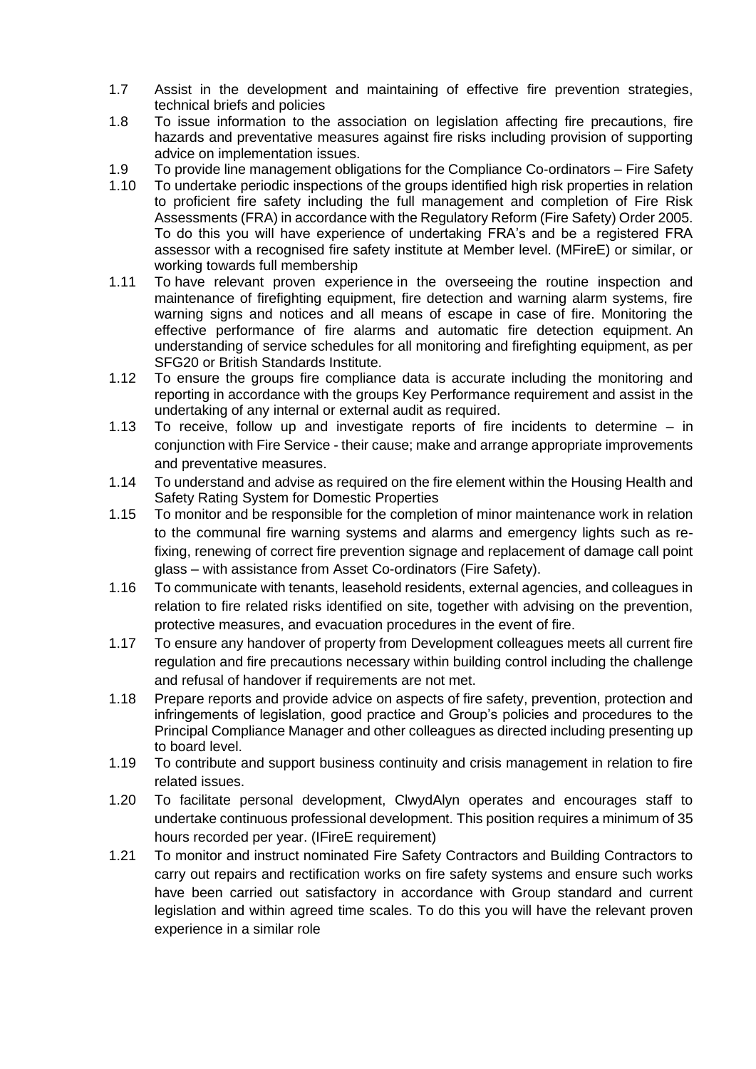1.7 Assist in the development and maintaining of effective fire prevention strategies, technical briefs and policies

1.8 To issue information to the association on legislation affecting fire precautions, fire hazards and preventative measures against fire risks including provision of supporting advice on implementation issues.

1.9 To provide line management obligations for the Compliance Co-ordinators – Fire Safety

1.10 To undertake periodic inspections of the groups identified high risk properties in relation to proficient fire safety including the full management and completion of Fire Risk Assessments (FRA) in accordance with the Regulatory Reform (Fire Safety) Order 2005. To do this you will have experience of undertaking FRA's and be a registered FRA assessor with a recognised fire safety institute at Member level. (MFireE) or similar, or working towards full membership

1.11 To have relevant proven experience in the overseeing the routine inspection and maintenance of firefighting equipment, fire detection and warning alarm systems, fire warning signs and notices and all means of escape in case of fire. Monitoring the effective performance of fire alarms and automatic fire detection equipment. An understanding of service schedules for all monitoring and firefighting equipment, as per SFG20 or British Standards Institute.

1.12 To ensure the groups fire compliance data is accurate including the monitoring and reporting in accordance with the groups Key Performance requirement and assist in the undertaking of any internal or external audit as required.

1.13 To receive, follow up and investigate reports of fire incidents to determine – in conjunction with Fire Service - their cause; make and arrange appropriate improvements and preventative measures.

1.14 To understand and advise as required on the fire element within the Housing Health and Safety Rating System for Domestic Properties

1.15 To monitor and be responsible for the completion of minor maintenance work in relation to the communal fire warning systems and alarms and emergency lights such as re-fixing, renewing of correct fire prevention signage and replacement of damage call point glass – with assistance from Asset Co-ordinators (Fire Safety).

1.16 To communicate with tenants, leasehold residents, external agencies, and colleagues in relation to fire related risks identified on site, together with advising on the prevention, protective measures, and evacuation procedures in the event of fire.

1.17 To ensure any handover of property from Development colleagues meets all current fire regulation and fire precautions necessary within building control including the challenge and refusal of handover if requirements are not met.

1.18 Prepare reports and provide advice on aspects of fire safety, prevention, protection and infringements of legislation, good practice and Group's policies and procedures to the Principal Compliance Manager and other colleagues as directed including presenting up to board level.

1.19 To contribute and support business continuity and crisis management in relation to fire related issues.

1.20 To facilitate personal development, ClwydAlyn operates and encourages staff to undertake continuous professional development. This position requires a minimum of 35 hours recorded per year. (IFireE requirement)

1.21 To monitor and instruct nominated Fire Safety Contractors and Building Contractors to carry out repairs and rectification works on fire safety systems and ensure such works have been carried out satisfactory in accordance with Group standard and current legislation and within agreed time scales. To do this you will have the relevant proven experience in a similar role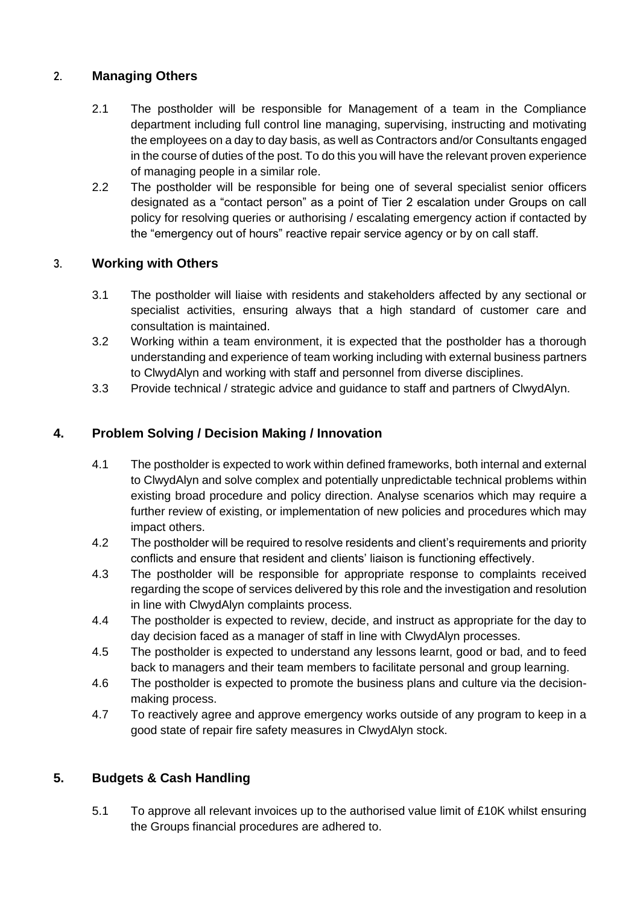## 2. Managing Others

2.1 The postholder will be responsible for Management of a team in the Compliance department including full control line managing, supervising, instructing and motivating the employees on a day to day basis, as well as Contractors and/or Consultants engaged in the course of duties of the post. To do this you will have the relevant proven experience of managing people in a similar role.

2.2 The postholder will be responsible for being one of several specialist senior officers designated as a "contact person" as a point of Tier 2 escalation under Groups on call policy for resolving queries or authorising / escalating emergency action if contacted by the "emergency out of hours" reactive repair service agency or by on call staff.

## 3. Working with Others

3.1 The postholder will liaise with residents and stakeholders affected by any sectional or specialist activities, ensuring always that a high standard of customer care and consultation is maintained.

3.2 Working within a team environment, it is expected that the postholder has a thorough understanding and experience of team working including with external business partners to ClwydAlyn and working with staff and personnel from diverse disciplines.

3.3 Provide technical / strategic advice and guidance to staff and partners of ClwydAlyn.

## 4. Problem Solving / Decision Making / Innovation

4.1 The postholder is expected to work within defined frameworks, both internal and external to ClwydAlyn and solve complex and potentially unpredictable technical problems within existing broad procedure and policy direction. Analyse scenarios which may require a further review of existing, or implementation of new policies and procedures which may impact others.

4.2 The postholder will be required to resolve residents and client's requirements and priority conflicts and ensure that resident and clients' liaison is functioning effectively.

4.3 The postholder will be responsible for appropriate response to complaints received regarding the scope of services delivered by this role and the investigation and resolution in line with ClwydAlyn complaints process.

4.4 The postholder is expected to review, decide, and instruct as appropriate for the day to day decision faced as a manager of staff in line with ClwydAlyn processes.

4.5 The postholder is expected to understand any lessons learnt, good or bad, and to feed back to managers and their team members to facilitate personal and group learning.

4.6 The postholder is expected to promote the business plans and culture via the decision-making process.

4.7 To reactively agree and approve emergency works outside of any program to keep in a good state of repair fire safety measures in ClwydAlyn stock.

## 5. Budgets & Cash Handling

5.1 To approve all relevant invoices up to the authorised value limit of £10K whilst ensuring the Groups financial procedures are adhered to.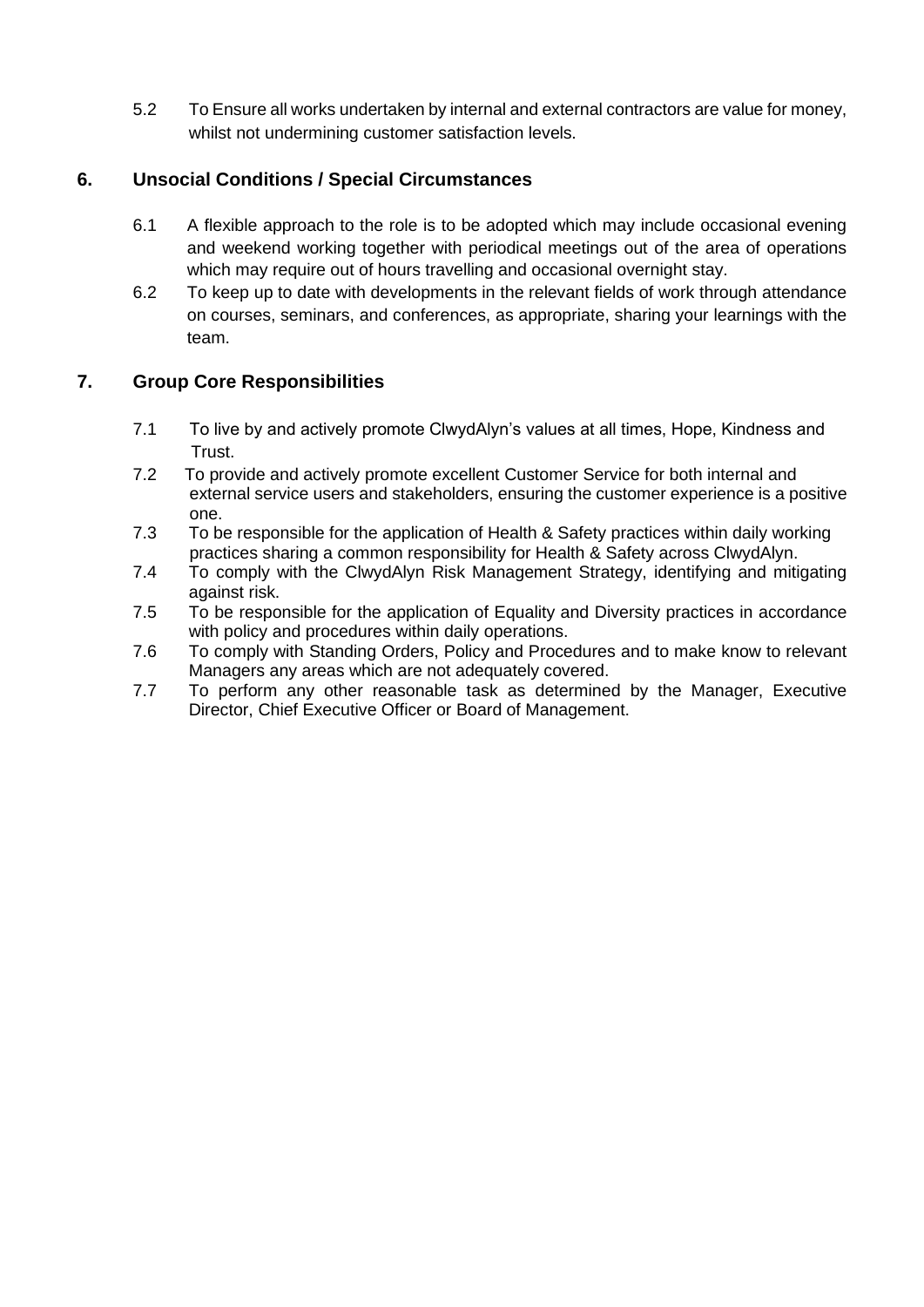5.2 To Ensure all works undertaken by internal and external contractors are value for money, whilst not undermining customer satisfaction levels.

## 6. Unsocial Conditions / Special Circumstances

6.1 A flexible approach to the role is to be adopted which may include occasional evening and weekend working together with periodical meetings out of the area of operations which may require out of hours travelling and occasional overnight stay.

6.2 To keep up to date with developments in the relevant fields of work through attendance on courses, seminars, and conferences, as appropriate, sharing your learnings with the team.

## 7. Group Core Responsibilities

7.1 To live by and actively promote ClwydAlyn's values at all times, Hope, Kindness and Trust.

7.2 To provide and actively promote excellent Customer Service for both internal and external service users and stakeholders, ensuring the customer experience is a positive one.

7.3 To be responsible for the application of Health & Safety practices within daily working practices sharing a common responsibility for Health & Safety across ClwydAlyn.

7.4 To comply with the ClwydAlyn Risk Management Strategy, identifying and mitigating against risk.

7.5 To be responsible for the application of Equality and Diversity practices in accordance with policy and procedures within daily operations.

7.6 To comply with Standing Orders, Policy and Procedures and to make know to relevant Managers any areas which are not adequately covered.

7.7 To perform any other reasonable task as determined by the Manager, Executive Director, Chief Executive Officer or Board of Management.